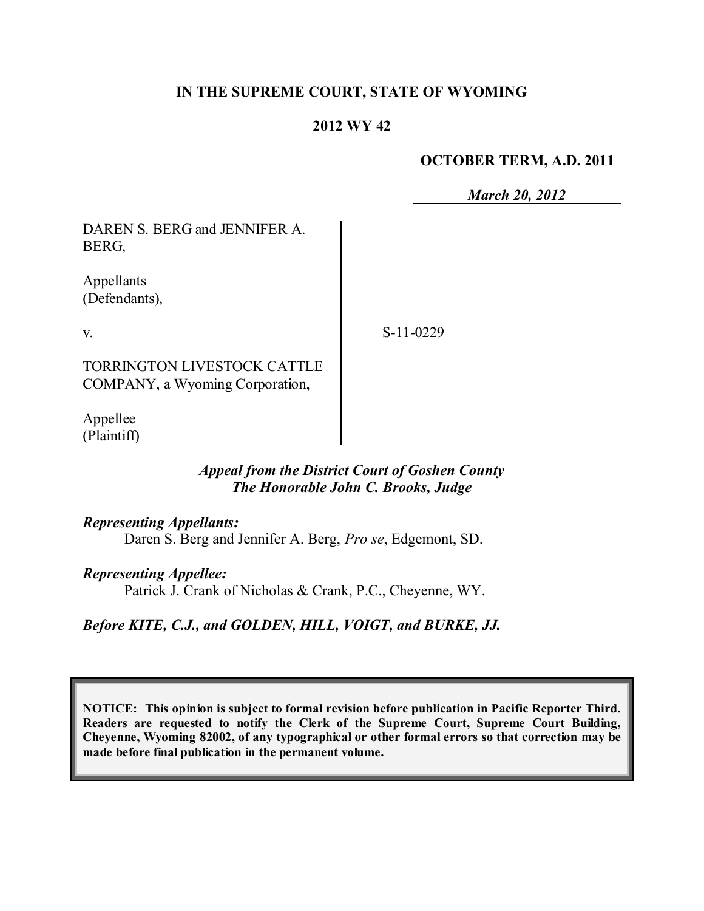**IN THE SUPREME COURT, STATE OF WYOMING**

**2012 WY 42**

**OCTOBER TERM, A.D. 2011**

*March 20, 2012*

DAREN S. BERG and JENNIFER A. BERG,

Appellants
(Defendants),

v.

TORRINGTON LIVESTOCK CATTLE COMPANY, a Wyoming Corporation,

Appellee
(Plaintiff)

S-11-0229

***Appeal from the District Court of Goshen County***
***The Honorable John C. Brooks, Judge***

***Representing Appellants:***
Daren S. Berg and Jennifer A. Berg, *Pro se*, Edgemont, SD.

***Representing Appellee:***
Patrick J. Crank of Nicholas & Crank, P.C., Cheyenne, WY.

***Before KITE, C.J., and GOLDEN, HILL, VOIGT, and BURKE, JJ.***

**NOTICE: This opinion is subject to formal revision before publication in Pacific Reporter Third. Readers are requested to notify the Clerk of the Supreme Court, Supreme Court Building, Cheyenne, Wyoming 82002, of any typographical or other formal errors so that correction may be made before final publication in the permanent volume.**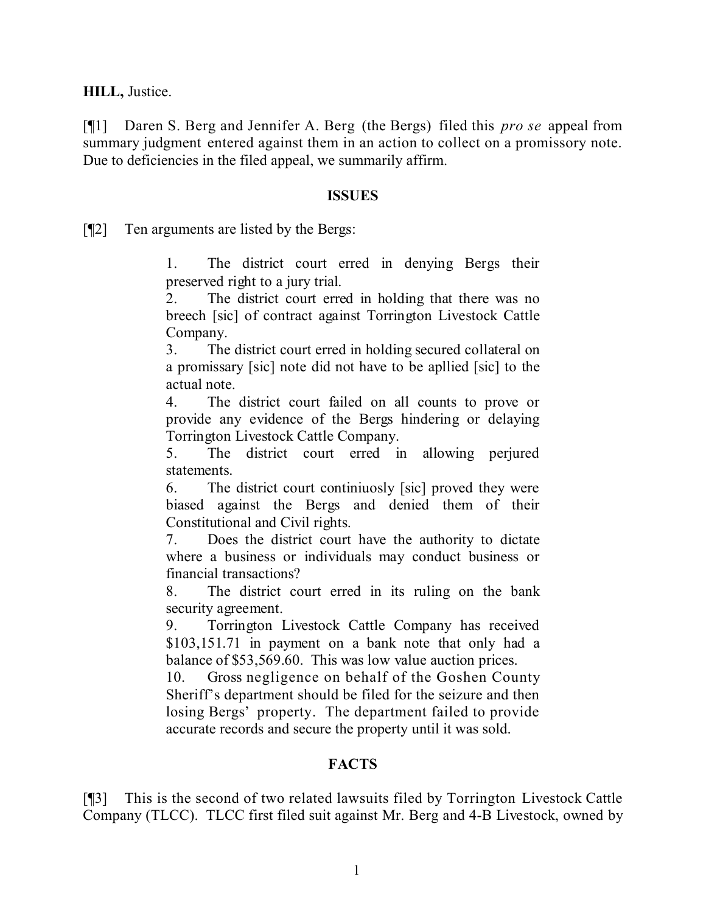**HILL,** Justice.

[¶1] Daren S. Berg and Jennifer A. Berg (the Bergs) filed this *pro se* appeal from summary judgment entered against them in an action to collect on a promissory note. Due to deficiencies in the filed appeal, we summarily affirm.

## ISSUES

[¶2] Ten arguments are listed by the Bergs:

> 1. The district court erred in denying Bergs their preserved right to a jury trial.
> 2. The district court erred in holding that there was no breech [sic] of contract against Torrington Livestock Cattle Company.
> 3. The district court erred in holding secured collateral on a promissary [sic] note did not have to be apllied [sic] to the actual note.
> 4. The district court failed on all counts to prove or provide any evidence of the Bergs hindering or delaying Torrington Livestock Cattle Company.
> 5. The district court erred in allowing perjured statements.
> 6. The district court continiuosly [sic] proved they were biased against the Bergs and denied them of their Constitutional and Civil rights.
> 7. Does the district court have the authority to dictate where a business or individuals may conduct business or financial transactions?
> 8. The district court erred in its ruling on the bank security agreement.
> 9. Torrington Livestock Cattle Company has received $103,151.71 in payment on a bank note that only had a balance of $53,569.60. This was low value auction prices.
> 10. Gross negligence on behalf of the Goshen County Sheriff's department should be filed for the seizure and then losing Bergs' property. The department failed to provide accurate records and secure the property until it was sold.

## FACTS

[¶3] This is the second of two related lawsuits filed by Torrington Livestock Cattle Company (TLCC). TLCC first filed suit against Mr. Berg and 4-B Livestock, owned by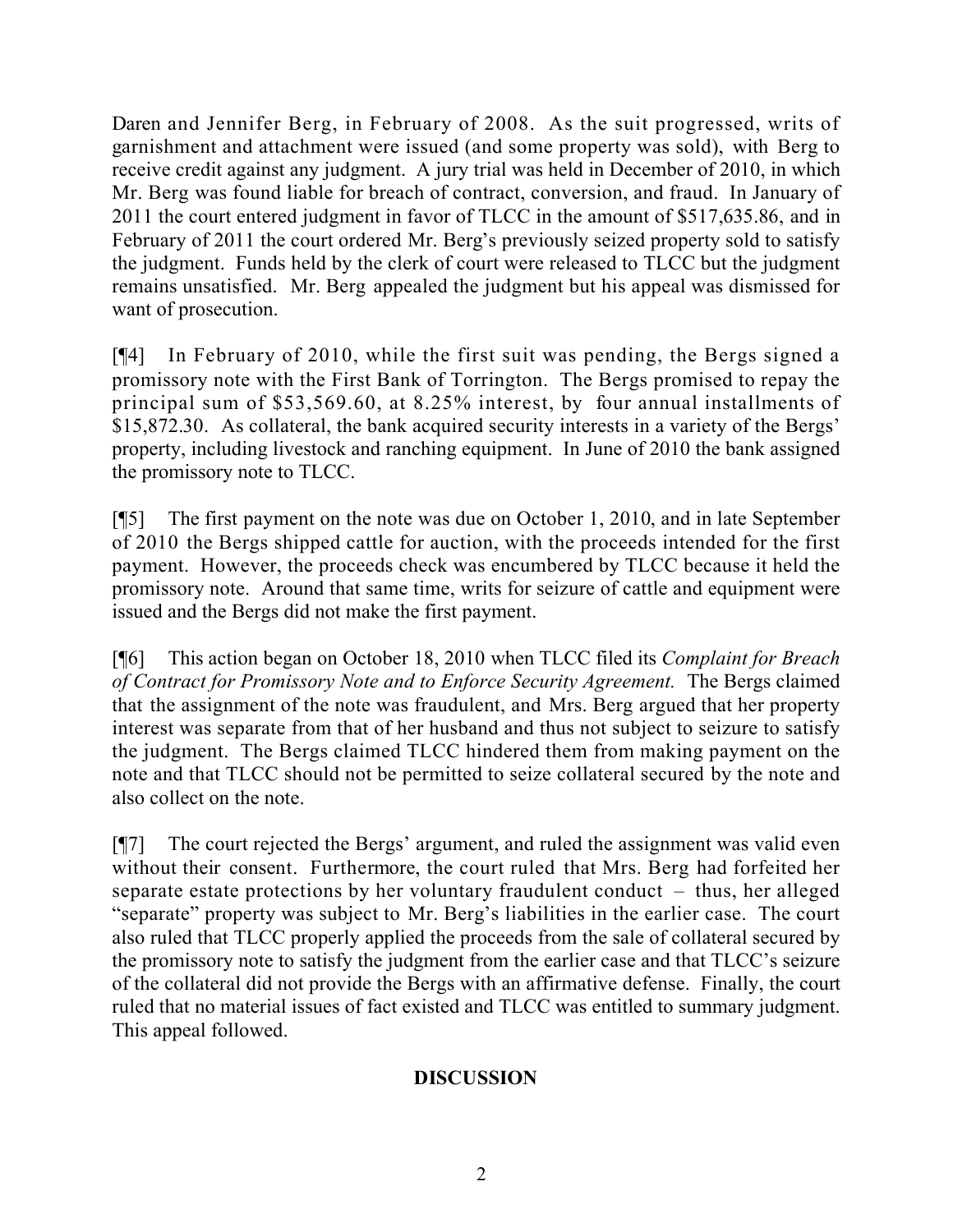Daren and Jennifer Berg, in February of 2008. As the suit progressed, writs of garnishment and attachment were issued (and some property was sold), with Berg to receive credit against any judgment. A jury trial was held in December of 2010, in which Mr. Berg was found liable for breach of contract, conversion, and fraud. In January of 2011 the court entered judgment in favor of TLCC in the amount of $517,635.86, and in February of 2011 the court ordered Mr. Berg's previously seized property sold to satisfy the judgment. Funds held by the clerk of court were released to TLCC but the judgment remains unsatisfied. Mr. Berg appealed the judgment but his appeal was dismissed for want of prosecution.

[¶4] In February of 2010, while the first suit was pending, the Bergs signed a promissory note with the First Bank of Torrington. The Bergs promised to repay the principal sum of $53,569.60, at 8.25% interest, by four annual installments of $15,872.30. As collateral, the bank acquired security interests in a variety of the Bergs' property, including livestock and ranching equipment. In June of 2010 the bank assigned the promissory note to TLCC.

[¶5] The first payment on the note was due on October 1, 2010, and in late September of 2010 the Bergs shipped cattle for auction, with the proceeds intended for the first payment. However, the proceeds check was encumbered by TLCC because it held the promissory note. Around that same time, writs for seizure of cattle and equipment were issued and the Bergs did not make the first payment.

[¶6] This action began on October 18, 2010 when TLCC filed its *Complaint for Breach of Contract for Promissory Note and to Enforce Security Agreement.* The Bergs claimed that the assignment of the note was fraudulent, and Mrs. Berg argued that her property interest was separate from that of her husband and thus not subject to seizure to satisfy the judgment. The Bergs claimed TLCC hindered them from making payment on the note and that TLCC should not be permitted to seize collateral secured by the note and also collect on the note.

[¶7] The court rejected the Bergs' argument, and ruled the assignment was valid even without their consent. Furthermore, the court ruled that Mrs. Berg had forfeited her separate estate protections by her voluntary fraudulent conduct – thus, her alleged "separate" property was subject to Mr. Berg's liabilities in the earlier case. The court also ruled that TLCC properly applied the proceeds from the sale of collateral secured by the promissory note to satisfy the judgment from the earlier case and that TLCC's seizure of the collateral did not provide the Bergs with an affirmative defense. Finally, the court ruled that no material issues of fact existed and TLCC was entitled to summary judgment. This appeal followed.

## DISCUSSION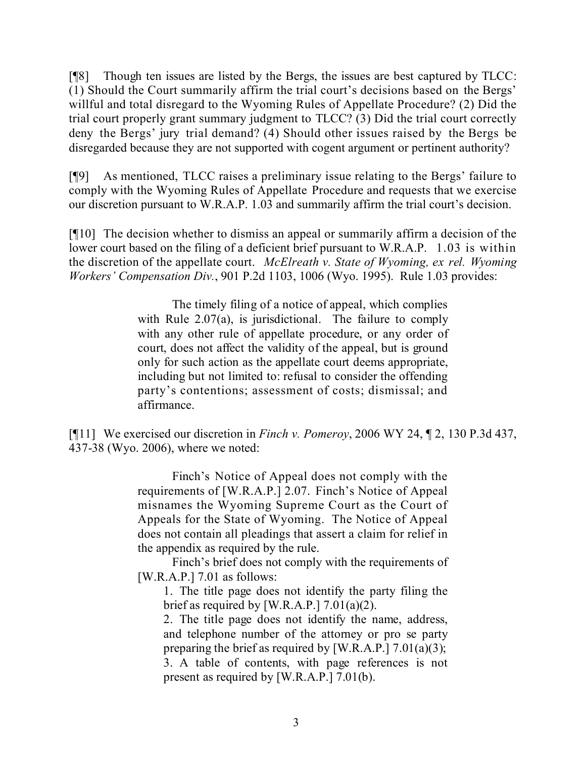[¶8] Though ten issues are listed by the Bergs, the issues are best captured by TLCC: (1) Should the Court summarily affirm the trial court's decisions based on the Bergs' willful and total disregard to the Wyoming Rules of Appellate Procedure? (2) Did the trial court properly grant summary judgment to TLCC? (3) Did the trial court correctly deny the Bergs' jury trial demand? (4) Should other issues raised by the Bergs be disregarded because they are not supported with cogent argument or pertinent authority?

[¶9] As mentioned, TLCC raises a preliminary issue relating to the Bergs' failure to comply with the Wyoming Rules of Appellate Procedure and requests that we exercise our discretion pursuant to W.R.A.P. 1.03 and summarily affirm the trial court's decision.

[¶10] The decision whether to dismiss an appeal or summarily affirm a decision of the lower court based on the filing of a deficient brief pursuant to W.R.A.P. 1.03 is within the discretion of the appellate court. *McElreath v. State of Wyoming, ex rel. Wyoming Workers' Compensation Div.*, 901 P.2d 1103, 1006 (Wyo. 1995). Rule 1.03 provides:

> The timely filing of a notice of appeal, which complies with Rule 2.07(a), is jurisdictional. The failure to comply with any other rule of appellate procedure, or any order of court, does not affect the validity of the appeal, but is ground only for such action as the appellate court deems appropriate, including but not limited to: refusal to consider the offending party's contentions; assessment of costs; dismissal; and affirmance.

[¶11] We exercised our discretion in *Finch v. Pomeroy*, 2006 WY 24, ¶ 2, 130 P.3d 437, 437-38 (Wyo. 2006), where we noted:

> Finch's Notice of Appeal does not comply with the requirements of [W.R.A.P.] 2.07. Finch's Notice of Appeal misnames the Wyoming Supreme Court as the Court of Appeals for the State of Wyoming. The Notice of Appeal does not contain all pleadings that assert a claim for relief in the appendix as required by the rule.
>
> Finch's brief does not comply with the requirements of [W.R.A.P.] 7.01 as follows:
>
> 1. The title page does not identify the party filing the brief as required by [W.R.A.P.] 7.01(a)(2).
> 2. The title page does not identify the name, address, and telephone number of the attorney or pro se party preparing the brief as required by [W.R.A.P.] 7.01(a)(3);
> 3. A table of contents, with page references is not present as required by [W.R.A.P.] 7.01(b).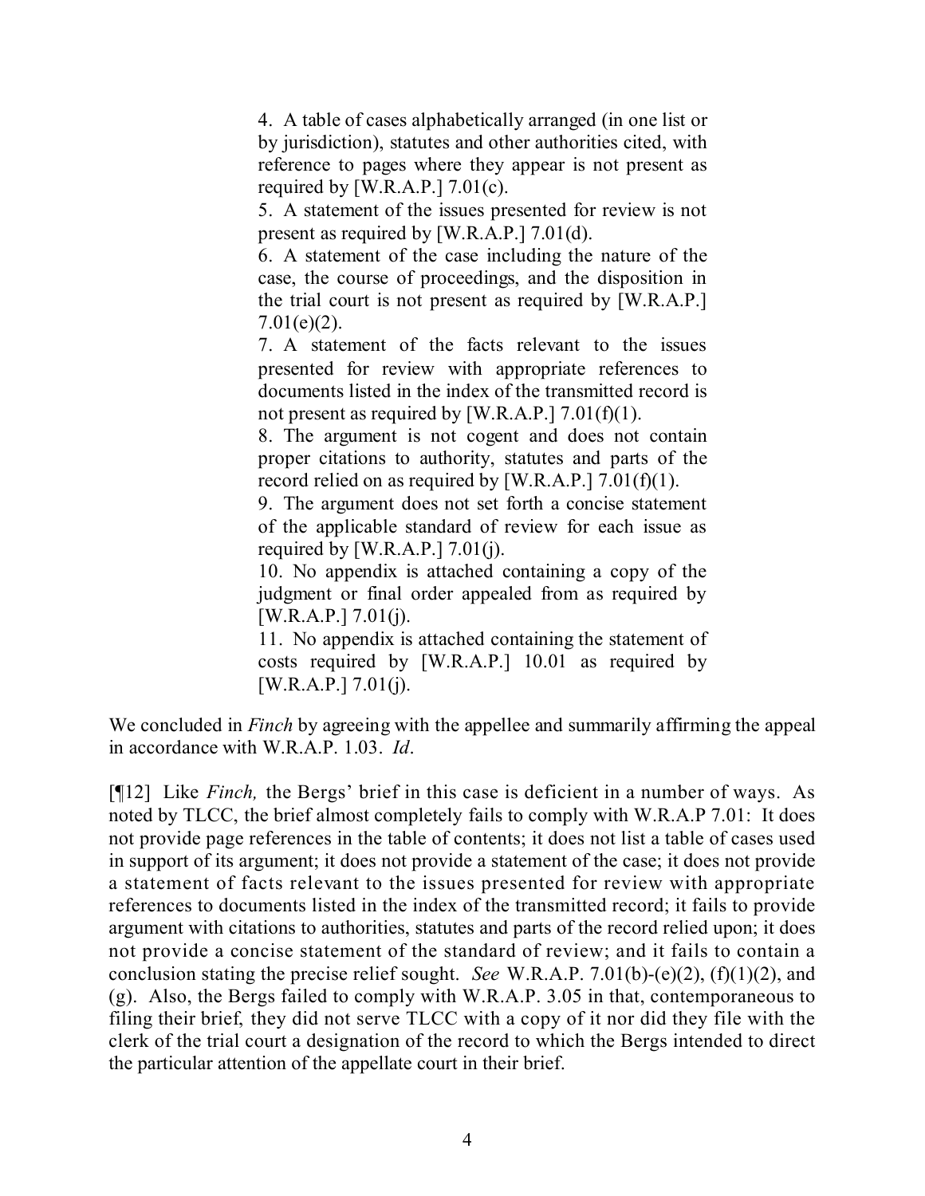> 4. A table of cases alphabetically arranged (in one list or by jurisdiction), statutes and other authorities cited, with reference to pages where they appear is not present as required by [W.R.A.P.] 7.01(c).
>
> 5. A statement of the issues presented for review is not present as required by [W.R.A.P.] 7.01(d).
>
> 6. A statement of the case including the nature of the case, the course of proceedings, and the disposition in the trial court is not present as required by [W.R.A.P.] 7.01(e)(2).
>
> 7. A statement of the facts relevant to the issues presented for review with appropriate references to documents listed in the index of the transmitted record is not present as required by [W.R.A.P.] 7.01(f)(1).
>
> 8. The argument is not cogent and does not contain proper citations to authority, statutes and parts of the record relied on as required by [W.R.A.P.] 7.01(f)(1).
>
> 9. The argument does not set forth a concise statement of the applicable standard of review for each issue as required by [W.R.A.P.] 7.01(j).
>
> 10. No appendix is attached containing a copy of the judgment or final order appealed from as required by [W.R.A.P.] 7.01(j).
>
> 11. No appendix is attached containing the statement of costs required by [W.R.A.P.] 10.01 as required by [W.R.A.P.] 7.01(j).

We concluded in *Finch* by agreeing with the appellee and summarily affirming the appeal in accordance with W.R.A.P. 1.03. *Id*.

[¶12] Like *Finch,* the Bergs' brief in this case is deficient in a number of ways. As noted by TLCC, the brief almost completely fails to comply with W.R.A.P 7.01: It does not provide page references in the table of contents; it does not list a table of cases used in support of its argument; it does not provide a statement of the case; it does not provide a statement of facts relevant to the issues presented for review with appropriate references to documents listed in the index of the transmitted record; it fails to provide argument with citations to authorities, statutes and parts of the record relied upon; it does not provide a concise statement of the standard of review; and it fails to contain a conclusion stating the precise relief sought. *See* W.R.A.P. 7.01(b)-(e)(2), (f)(1)(2), and (g). Also, the Bergs failed to comply with W.R.A.P. 3.05 in that, contemporaneous to filing their brief, they did not serve TLCC with a copy of it nor did they file with the clerk of the trial court a designation of the record to which the Bergs intended to direct the particular attention of the appellate court in their brief.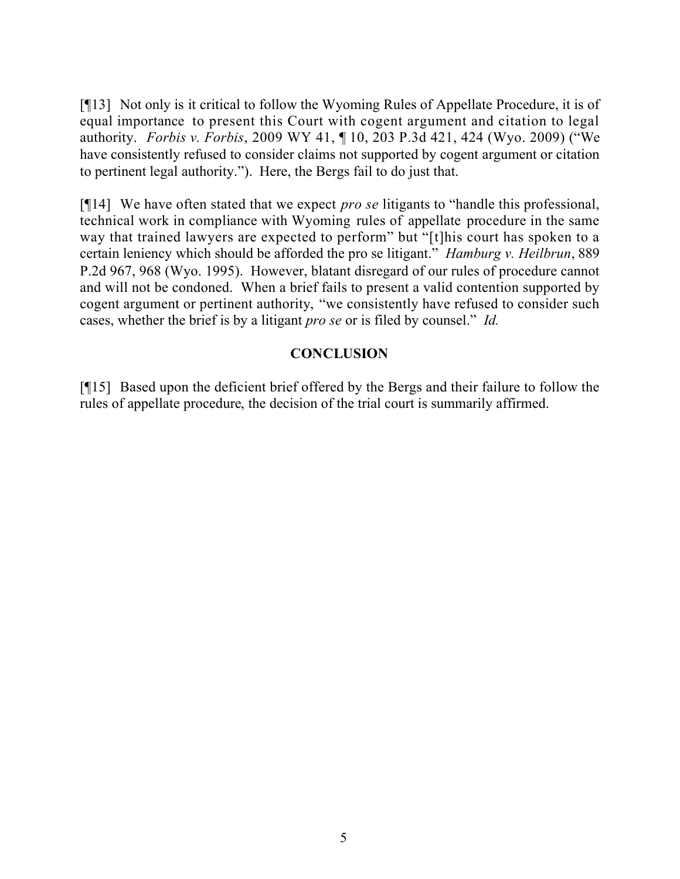[¶13] Not only is it critical to follow the Wyoming Rules of Appellate Procedure, it is of equal importance to present this Court with cogent argument and citation to legal authority. *Forbis v. Forbis*, 2009 WY 41, ¶ 10, 203 P.3d 421, 424 (Wyo. 2009) ("We have consistently refused to consider claims not supported by cogent argument or citation to pertinent legal authority."). Here, the Bergs fail to do just that.

[¶14] We have often stated that we expect *pro se* litigants to "handle this professional, technical work in compliance with Wyoming rules of appellate procedure in the same way that trained lawyers are expected to perform" but "[t]his court has spoken to a certain leniency which should be afforded the pro se litigant." *Hamburg v. Heilbrun*, 889 P.2d 967, 968 (Wyo. 1995). However, blatant disregard of our rules of procedure cannot and will not be condoned. When a brief fails to present a valid contention supported by cogent argument or pertinent authority, "we consistently have refused to consider such cases, whether the brief is by a litigant *pro se* or is filed by counsel." *Id.*

## CONCLUSION

[¶15] Based upon the deficient brief offered by the Bergs and their failure to follow the rules of appellate procedure, the decision of the trial court is summarily affirmed.